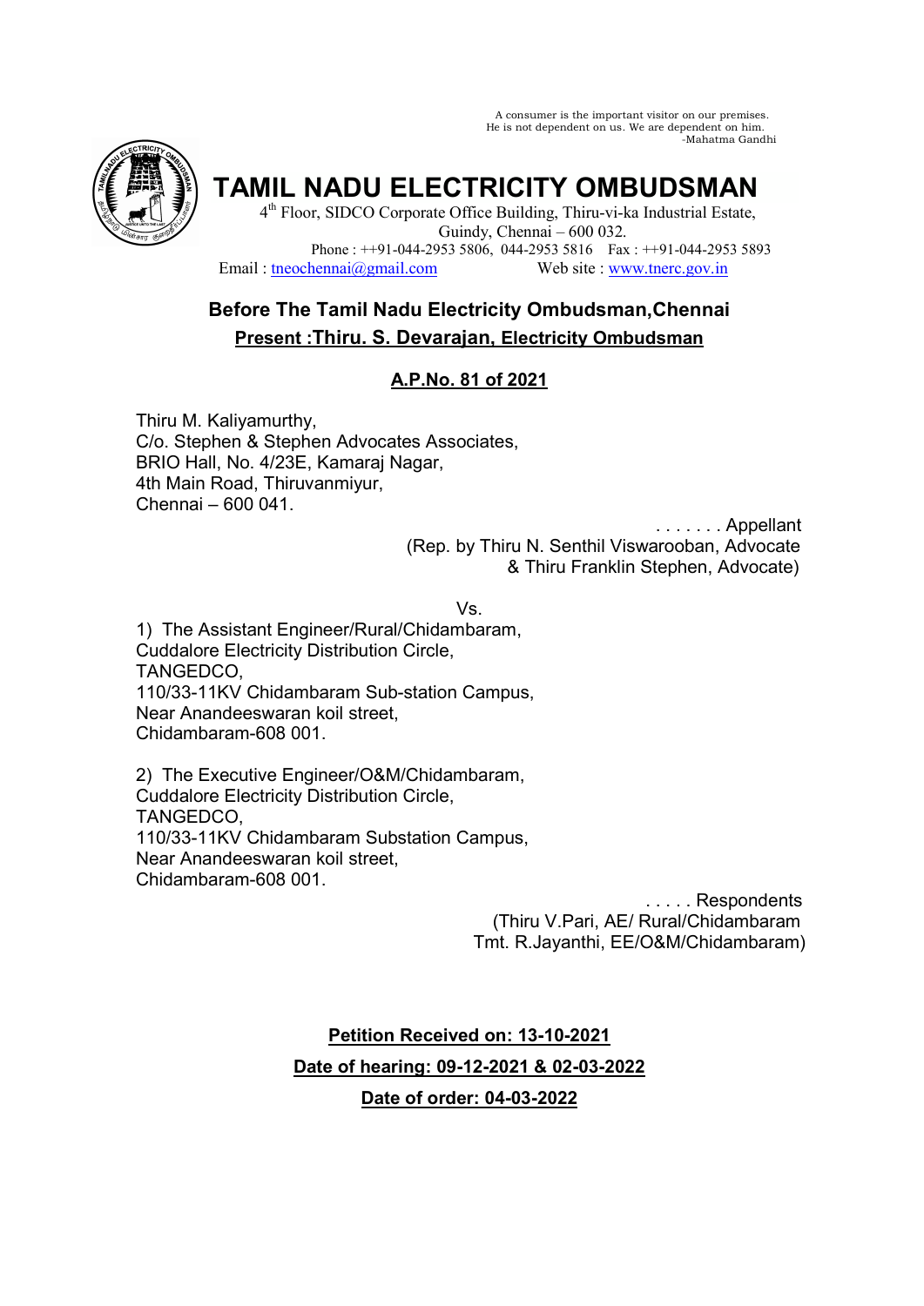A consumer is the important visitor on our premises.
He is not dependent on us. We are dependent on him.
-Mahatma Gandhi

# TAMIL NADU ELECTRICITY OMBUDSMAN

4th Floor, SIDCO Corporate Office Building, Thiru-vi-ka Industrial Estate,
Guindy, Chennai – 600 032.
Phone : ++91-044-2953 5806, 044-2953 5816 Fax : ++91-044-2953 5893
Email : tneochennai@gmail.com Web site : www.tnerc.gov.in

## Before The Tamil Nadu Electricity Ombudsman,Chennai

**Present :Thiru. S. Devarajan, Electricity Ombudsman**

**A.P.No. 81 of 2021**

Thiru M. Kaliyamurthy,
C/o. Stephen & Stephen Advocates Associates,
BRIO Hall, No. 4/23E, Kamaraj Nagar,
4th Main Road, Thiruvanmiyur,
Chennai – 600 041.

. . . . . . . Appellant
(Rep. by Thiru N. Senthil Viswarooban, Advocate
& Thiru Franklin Stephen, Advocate)

Vs.

1) The Assistant Engineer/Rural/Chidambaram,
Cuddalore Electricity Distribution Circle,
TANGEDCO,
110/33-11KV Chidambaram Sub-station Campus,
Near Anandeeswaran koil street,
Chidambaram-608 001.

2) The Executive Engineer/O&M/Chidambaram,
Cuddalore Electricity Distribution Circle,
TANGEDCO,
110/33-11KV Chidambaram Substation Campus,
Near Anandeeswaran koil street,
Chidambaram-608 001.

. . . . . Respondents
(Thiru V.Pari, AE/ Rural/Chidambaram
Tmt. R.Jayanthi, EE/O&M/Chidambaram)

**Petition Received on: 13-10-2021**

**Date of hearing: 09-12-2021 & 02-03-2022**

**Date of order: 04-03-2022**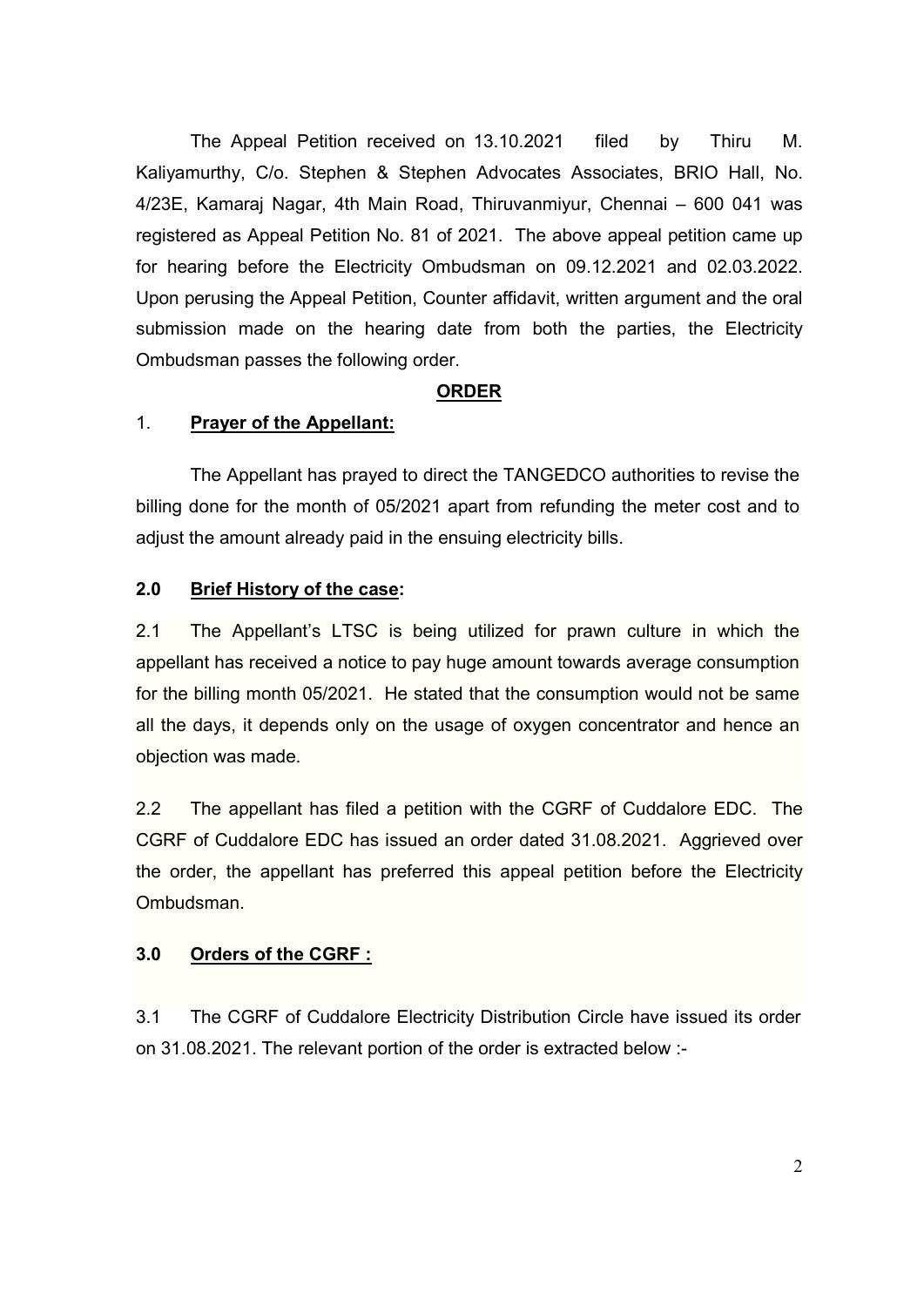The Appeal Petition received on 13.10.2021 filed by Thiru M. Kaliyamurthy, C/o. Stephen & Stephen Advocates Associates, BRIO Hall, No. 4/23E, Kamaraj Nagar, 4th Main Road, Thiruvanmiyur, Chennai – 600 041 was registered as Appeal Petition No. 81 of 2021. The above appeal petition came up for hearing before the Electricity Ombudsman on 09.12.2021 and 02.03.2022. Upon perusing the Appeal Petition, Counter affidavit, written argument and the oral submission made on the hearing date from both the parties, the Electricity Ombudsman passes the following order.

**ORDER**

1. **Prayer of the Appellant:**

The Appellant has prayed to direct the TANGEDCO authorities to revise the billing done for the month of 05/2021 apart from refunding the meter cost and to adjust the amount already paid in the ensuing electricity bills.

**2.0 Brief History of the case:**

2.1 The Appellant's LTSC is being utilized for prawn culture in which the appellant has received a notice to pay huge amount towards average consumption for the billing month 05/2021. He stated that the consumption would not be same all the days, it depends only on the usage of oxygen concentrator and hence an objection was made.

2.2 The appellant has filed a petition with the CGRF of Cuddalore EDC. The CGRF of Cuddalore EDC has issued an order dated 31.08.2021. Aggrieved over the order, the appellant has preferred this appeal petition before the Electricity Ombudsman.

**3.0 Orders of the CGRF :**

3.1 The CGRF of Cuddalore Electricity Distribution Circle have issued its order on 31.08.2021. The relevant portion of the order is extracted below :-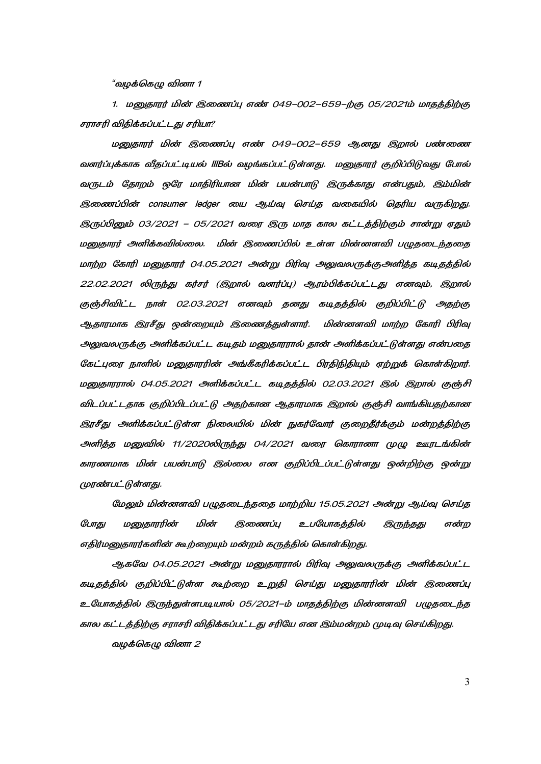*"வழக்கெழு வினா 1*

*1. மனுதாரர் மின் இணைப்பு எண் 049-002-659-ற்கு 05/2021ம் மாதத்திற்கு சராசரி விதிக்கப்பட்டது சரியா?*

*மனுதாரர் மின் இணைப்பு எண் 049-002-659 ஆனது இறால் பண்ணை வளர்ப்புக்காக வீதப்பட்டியல் IIIBல் வழங்கப்பட்டுள்ளது. மனுதாரர் குறிப்பிடுவது போல் வருடம் தோறும் ஒரே மாதிரியான மின் பயன்பாடு இருக்காது என்பதும், இம்மின் இணைப்பின் consumer ledger யை ஆய்வு செய்த வகையில் தெரிய வருகிறது. இருப்பினும் 03/2021 – 05/2021 வரை இரு மாத கால கட்டத்திற்கும் சான்று ஏதும் மனுதாரர் அளிக்கவில்லை. மின் இணைப்பில் உள்ள மின்னளவி பழுதடைந்ததை மாற்ற கோரி மனுதாரர் 04.05.2021 அன்று பிரிவு அலுவலருக்குஅளித்த கடிதத்தில் 22.02.2021 லிருந்து கர்சர் (இறால் வளர்ப்பு) ஆரம்பிக்கப்பட்டது எனவும், இறால் குஞ்சிவிட்ட நாள் 02.03.2021 எனவும் தனது கடிதத்தில் குறிப்பிட்டு அதற்கு ஆதாரமாக இரசீது ஒன்றையும் இணைத்துள்ளார். மின்னளவி மாற்ற கோரி பிரிவு அலுவலருக்கு அளிக்கப்பட்ட கடிதம் மனுதாரரால் தான் அளிக்கப்பட்டுள்ளது என்பதை கேட்புரை நாளில் மனுதாரரின் அங்கீகரிக்கப்பட்ட பிரதிநிதியும் ஏற்றுக் கொள்கிறார். மனுதாரரால் 04.05.2021 அளிக்கப்பட்ட கடிதத்தில் 02.03.2021 இல் இறால் குஞ்சி விடப்பட்டதாக குறிப்பிடப்பட்டு அதற்கான ஆதாரமாக இறால் குஞ்சி வாங்கியதற்கான இரசீது அளிக்கப்பட்டுள்ள நிலையில் மின் நுகர்வோர் குறைதீர்க்கும் மன்றத்திற்கு அளித்த மனுவில் 11/2020லிருந்து 04/2021 வரை கொரானா முழு ஊரடங்கின் காரணமாக மின் பயன்பாடு இல்லை என குறிப்பிடப்பட்டுள்ளது ஒன்றிற்கு ஒன்று முரண்பட்டுள்ளது.*

*மேலும் மின்னளவி பழுதடைந்ததை மாற்றிய 15.05.2021 அன்று ஆய்வு செய்த போது மனுதாரரின் மின் இணைப்பு உபயோகத்தில் இருந்தது என்ற எதிர்மனுதாரர்களின் கூற்றையும் மன்றம் கருத்தில் கொள்கிறது.*

*ஆகவே 04.05.2021 அன்று மனுதாரரால் பிரிவு அலுவலருக்கு அளிக்கப்பட்ட கடிதத்தில் குறிப்பிட்டுள்ள கூற்றை உறுதி செய்து மனுதாரரின் மின் இணைப்பு உயோகத்தில் இருந்துள்ளபடியால் 05/2021-ம் மாதத்திற்கு மின்னளவி பழுதடைந்த கால கட்டத்திற்கு சராசரி விதிக்கப்பட்டது சரியே என இம்மன்றம் முடிவு செய்கிறது.*

*வழக்கெழு வினா 2*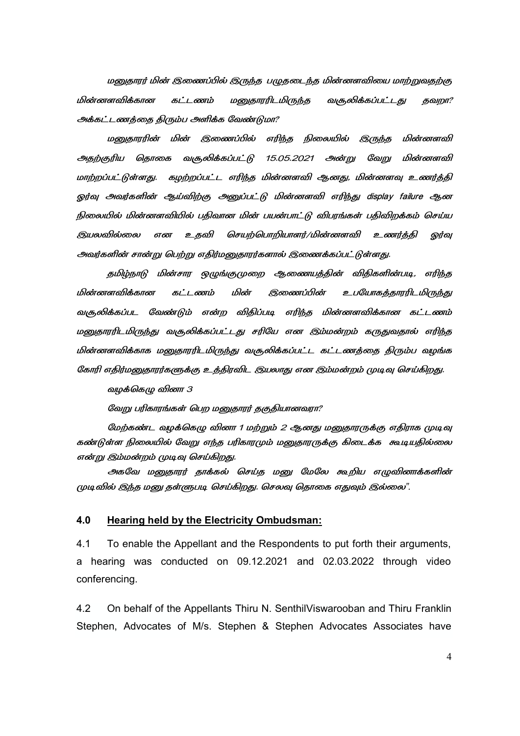*மனுதாரர் மின் இணைப்பில் இருந்த பழுதடைந்த மின்னளவியை மாற்றுவதற்கு மின்னளவிக்கான கட்டணம் மனுதாரரிடமிருந்த வசூலிக்கப்பட்டது தவறா? அக்கட்டணத்தை திரும்ப அளிக்க வேண்டுமா?*

*மனுதாரரின் மின் இணைப்பில் எரிந்த நிலையில் இருந்த மின்னளவி அதற்குரிய தொகை வசூலிக்கப்பட்டு 15.05.2021 அன்று வேறு மின்னளவி மாற்றப்பட்டுள்ளது. கழற்றப்பட்ட எரிந்த மின்னளவி ஆனது, மின்னளவு உணர்த்தி ஓர்வு அவர்களின் ஆய்விற்கு அனுப்பட்டு மின்னளவி எரிந்து display failure ஆன நிலையில் மின்னளவியில் பதிவான மின் பயன்பாட்டு விபரங்கள் பதிவிறக்கம் செய்ய இயலவில்லை என உதவி செயற்பொறியாளர்/மின்னளவி உணர்த்தி ஓர்வு அவர்களின் சான்று பெற்று எதிர்மனுதாரர்களால் இணைக்கப்பட்டுள்ளது.*

*தமிழ்நாடு மின்சார ஒழுங்குமுறை ஆணையத்தின் விதிகளின்படி, எரிந்த மின்னளவிக்கான கட்டணம் மின் இணைப்பின் உபயோகத்தாரரிடமிருந்து வசூலிக்கப்பட வேண்டும் என்ற விதிப்படி எரிந்த மின்னளவிக்கான கட்டணம் மனுதாரரிடமிருந்து வசூலிக்கப்பட்டது சரியே என இம்மன்றம் கருதுவதால் எரிந்த மின்னளவிக்காக மனுதாரரிடமிருந்து வசூலிக்கப்பட்ட கட்டணத்தை திரும்ப வழங்க கோரி எதிர்மனுதாரர்களுக்கு உத்திரவிட இயலாது என இம்மன்றம் முடிவு செய்கிறது.*

*வழக்கெழு வினா 3*

*வேறு பரிகாரங்கள் பெற மனுதாரர் தகுதியானவரா?*

*மேற்கண்ட வழக்கெழு வினா 1 மற்றும் 2 ஆனது மனுதாரருக்கு எதிராக முடிவு கண்டுள்ள நிலையில் வேறு எந்த பரிகாரமும் மனுதாரருக்கு கிடைக்க கூடியதில்லை என்று இம்மன்றம் முடிவு செய்கிறது.*

*அகவே மனுதாரர் தாக்கல் செய்த மனு மேலே கூறிய எழுவினாக்களின் முடிவில் இந்த மனு தள்ளுபடி செய்கிறது. செலவு தொகை எதுவும் இல்லை".*

## 4.0 Hearing held by the Electricity Ombudsman:

4.1 To enable the Appellant and the Respondents to put forth their arguments, a hearing was conducted on 09.12.2021 and 02.03.2022 through video conferencing.

4.2 On behalf of the Appellants Thiru N. SenthilViswarooban and Thiru Franklin Stephen, Advocates of M/s. Stephen & Stephen Advocates Associates have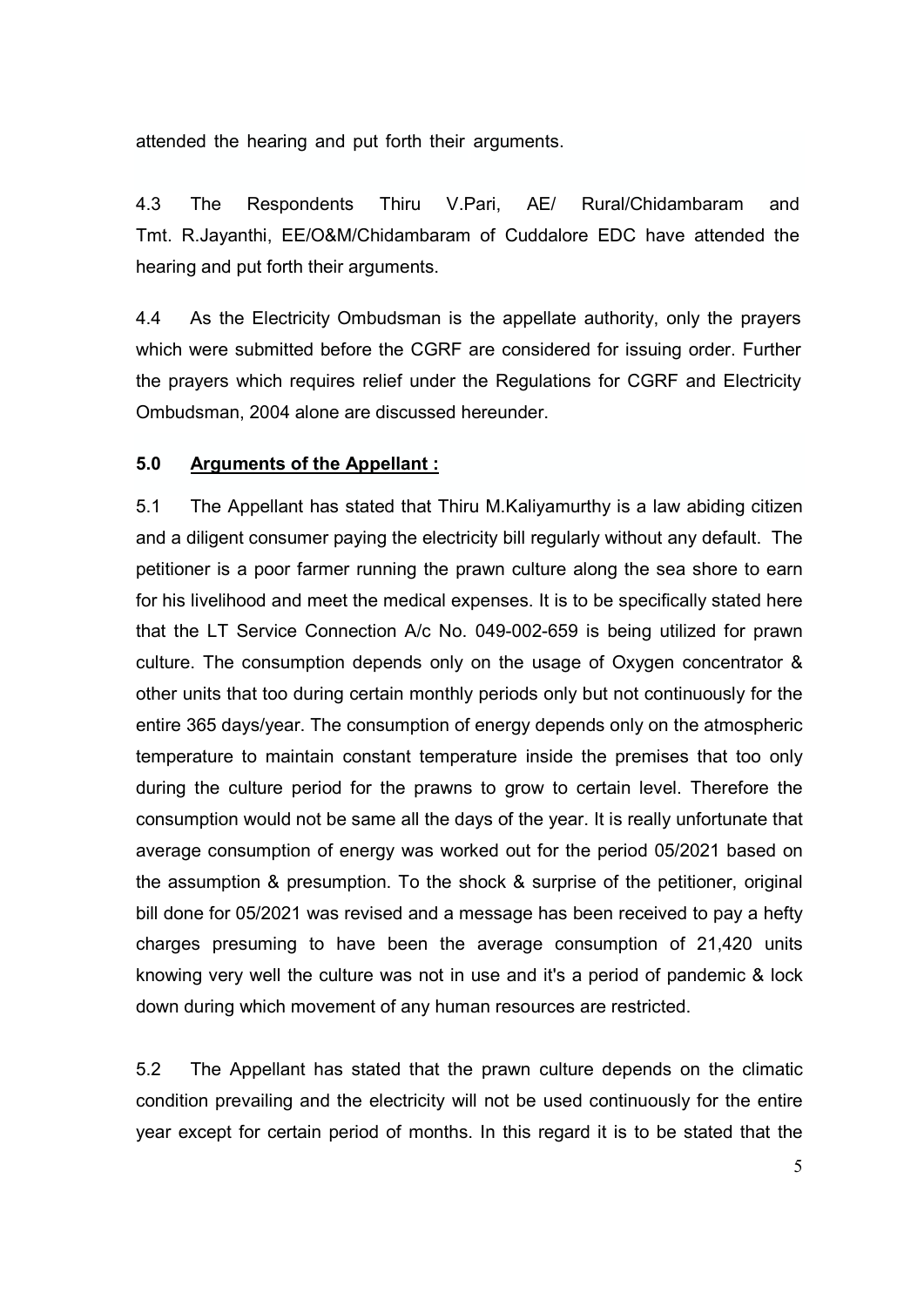attended the hearing and put forth their arguments.

4.3 The Respondents Thiru V.Pari, AE/ Rural/Chidambaram and Tmt. R.Jayanthi, EE/O&M/Chidambaram of Cuddalore EDC have attended the hearing and put forth their arguments.

4.4 As the Electricity Ombudsman is the appellate authority, only the prayers which were submitted before the CGRF are considered for issuing order. Further the prayers which requires relief under the Regulations for CGRF and Electricity Ombudsman, 2004 alone are discussed hereunder.

## 5.0 <u>Arguments of the Appellant :</u>

5.1 The Appellant has stated that Thiru M.Kaliyamurthy is a law abiding citizen and a diligent consumer paying the electricity bill regularly without any default. The petitioner is a poor farmer running the prawn culture along the sea shore to earn for his livelihood and meet the medical expenses. It is to be specifically stated here that the LT Service Connection A/c No. 049-002-659 is being utilized for prawn culture. The consumption depends only on the usage of Oxygen concentrator & other units that too during certain monthly periods only but not continuously for the entire 365 days/year. The consumption of energy depends only on the atmospheric temperature to maintain constant temperature inside the premises that too only during the culture period for the prawns to grow to certain level. Therefore the consumption would not be same all the days of the year. It is really unfortunate that average consumption of energy was worked out for the period 05/2021 based on the assumption & presumption. To the shock & surprise of the petitioner, original bill done for 05/2021 was revised and a message has been received to pay a hefty charges presuming to have been the average consumption of 21,420 units knowing very well the culture was not in use and it's a period of pandemic & lock down during which movement of any human resources are restricted.

5.2 The Appellant has stated that the prawn culture depends on the climatic condition prevailing and the electricity will not be used continuously for the entire year except for certain period of months. In this regard it is to be stated that the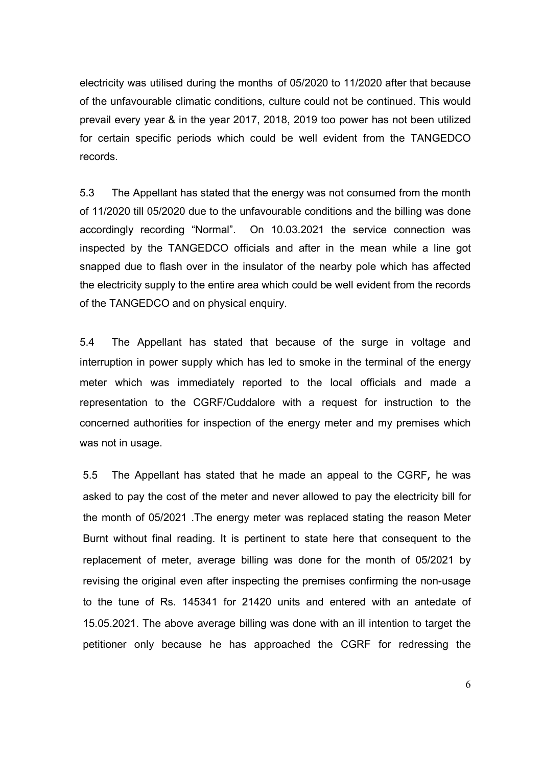electricity was utilised during the months of 05/2020 to 11/2020 after that because of the unfavourable climatic conditions, culture could not be continued. This would prevail every year & in the year 2017, 2018, 2019 too power has not been utilized for certain specific periods which could be well evident from the TANGEDCO records.

5.3 The Appellant has stated that the energy was not consumed from the month of 11/2020 till 05/2020 due to the unfavourable conditions and the billing was done accordingly recording "Normal". On 10.03.2021 the service connection was inspected by the TANGEDCO officials and after in the mean while a line got snapped due to flash over in the insulator of the nearby pole which has affected the electricity supply to the entire area which could be well evident from the records of the TANGEDCO and on physical enquiry.

5.4 The Appellant has stated that because of the surge in voltage and interruption in power supply which has led to smoke in the terminal of the energy meter which was immediately reported to the local officials and made a representation to the CGRF/Cuddalore with a request for instruction to the concerned authorities for inspection of the energy meter and my premises which was not in usage.

5.5 The Appellant has stated that he made an appeal to the CGRF, he was asked to pay the cost of the meter and never allowed to pay the electricity bill for the month of 05/2021 .The energy meter was replaced stating the reason Meter Burnt without final reading. It is pertinent to state here that consequent to the replacement of meter, average billing was done for the month of 05/2021 by revising the original even after inspecting the premises confirming the non-usage to the tune of Rs. 145341 for 21420 units and entered with an antedate of 15.05.2021. The above average billing was done with an ill intention to target the petitioner only because he has approached the CGRF for redressing the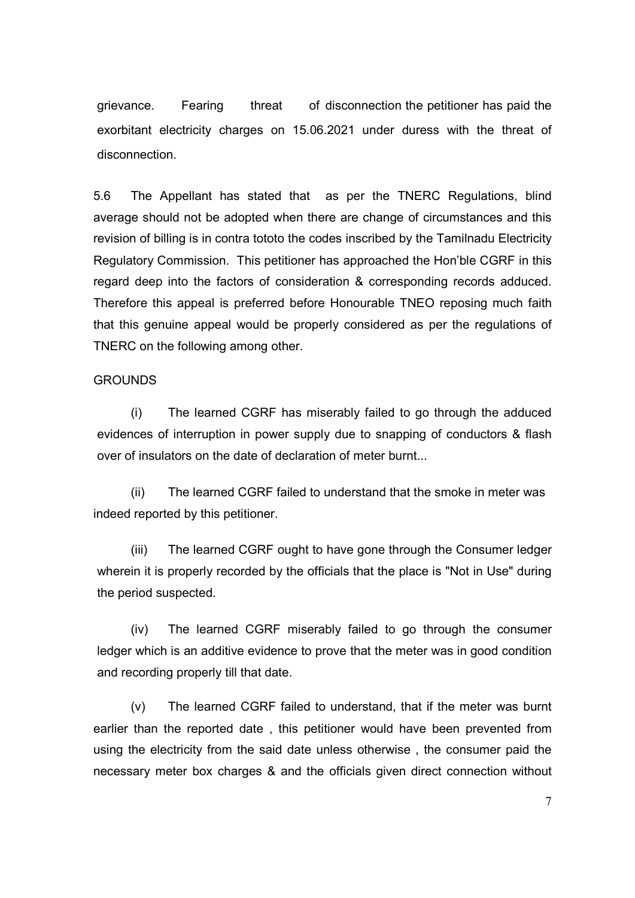grievance. Fearing threat of disconnection the petitioner has paid the exorbitant electricity charges on 15.06.2021 under duress with the threat of disconnection.

5.6 The Appellant has stated that as per the TNERC Regulations, blind average should not be adopted when there are change of circumstances and this revision of billing is in contra tototo the codes inscribed by the Tamilnadu Electricity Regulatory Commission. This petitioner has approached the Hon'ble CGRF in this regard deep into the factors of consideration & corresponding records adduced. Therefore this appeal is preferred before Honourable TNEO reposing much faith that this genuine appeal would be properly considered as per the regulations of TNERC on the following among other.

GROUNDS

(i) The learned CGRF has miserably failed to go through the adduced evidences of interruption in power supply due to snapping of conductors & flash over of insulators on the date of declaration of meter burnt...

(ii) The learned CGRF failed to understand that the smoke in meter was indeed reported by this petitioner.

(iii) The learned CGRF ought to have gone through the Consumer ledger wherein it is properly recorded by the officials that the place is "Not in Use" during the period suspected.

(iv) The learned CGRF miserably failed to go through the consumer ledger which is an additive evidence to prove that the meter was in good condition and recording properly till that date.

(v) The learned CGRF failed to understand, that if the meter was burnt earlier than the reported date , this petitioner would have been prevented from using the electricity from the said date unless otherwise , the consumer paid the necessary meter box charges & and the officials given direct connection without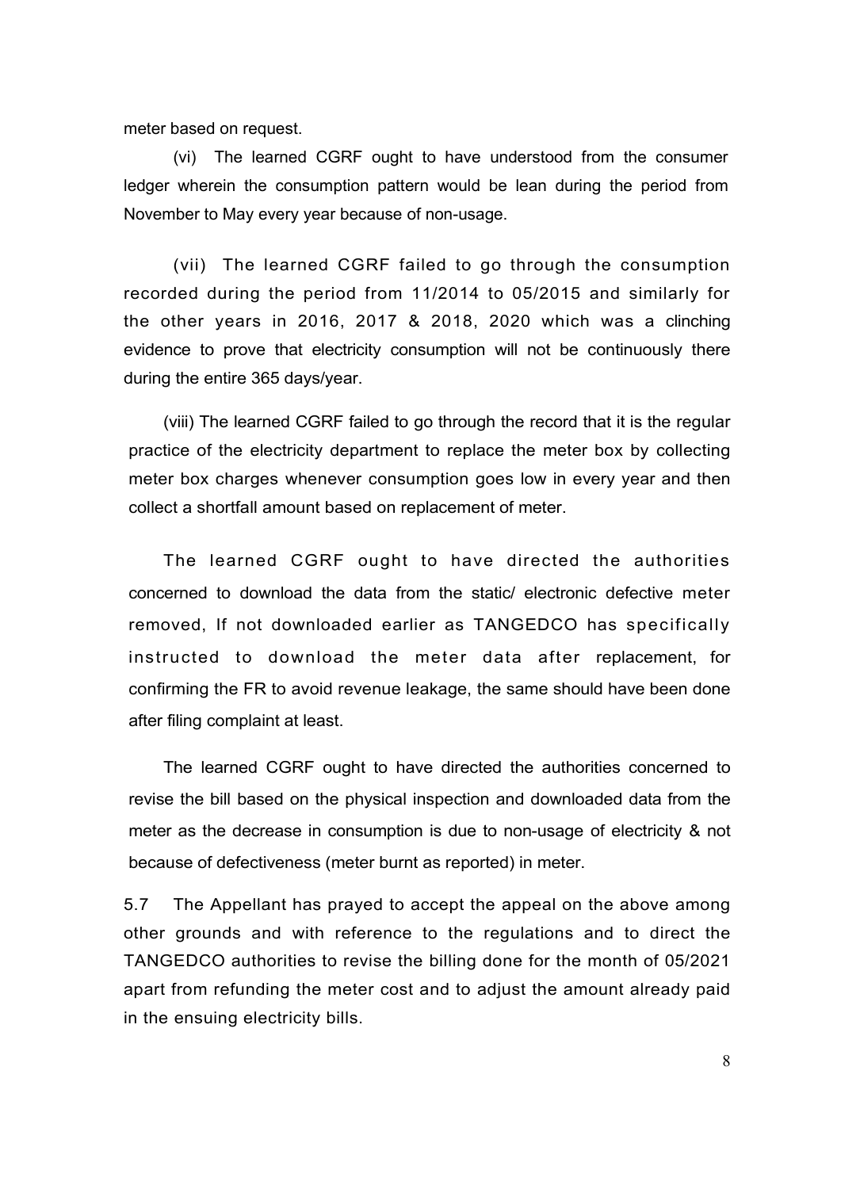meter based on request.

(vi) The learned CGRF ought to have understood from the consumer ledger wherein the consumption pattern would be lean during the period from November to May every year because of non-usage.

(vii) The learned CGRF failed to go through the consumption recorded during the period from 11/2014 to 05/2015 and similarly for the other years in 2016, 2017 & 2018, 2020 which was a clinching evidence to prove that electricity consumption will not be continuously there during the entire 365 days/year.

(viii) The learned CGRF failed to go through the record that it is the regular practice of the electricity department to replace the meter box by collecting meter box charges whenever consumption goes low in every year and then collect a shortfall amount based on replacement of meter.

The learned CGRF ought to have directed the authorities concerned to download the data from the static/ electronic defective meter removed, If not downloaded earlier as TANGEDCO has specifically instructed to download the meter data after replacement, for confirming the FR to avoid revenue leakage, the same should have been done after filing complaint at least.

The learned CGRF ought to have directed the authorities concerned to revise the bill based on the physical inspection and downloaded data from the meter as the decrease in consumption is due to non-usage of electricity & not because of defectiveness (meter burnt as reported) in meter.

5.7 The Appellant has prayed to accept the appeal on the above among other grounds and with reference to the regulations and to direct the TANGEDCO authorities to revise the billing done for the month of 05/2021 apart from refunding the meter cost and to adjust the amount already paid in the ensuing electricity bills.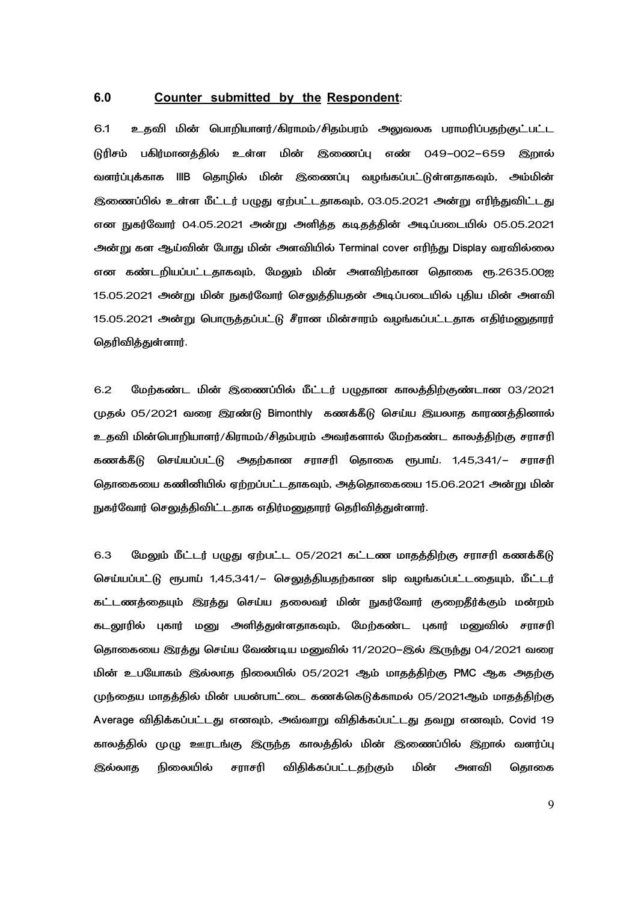## 6.0 Counter submitted by the Respondent:

6.1 உதவி மின் பொறியாளர்/கிராமம்/சிதம்பரம் அலுவலக பராமரிப்பதற்குட்பட்ட டுரிசம் பகிர்மானத்தில் உள்ள மின் இணைப்பு எண் 049–002–659 இறால் வளர்ப்புக்காக IIIB தொழில் மின் இணைப்பு வழங்கப்பட்டுள்ளதாகவும், அம்மின் இணைப்பில் உள்ள மீட்டர் பழுது ஏற்பட்டதாகவும், 03.05.2021 அன்று எரிந்துவிட்டது என நுகர்வோர் 04.05.2021 அன்று அளித்த கடிதத்தின் அடிப்படையில் 05.05.2021 அன்று கள ஆய்வின் போது மின் அளவியில் Terminal cover எரிந்து Display வரவில்லை என கண்டறியப்பட்டதாகவும், மேலும் மின் அளவிற்கான தொகை ரூ.2635.00ஐ 15.05.2021 அன்று மின் நுகர்வோர் செலுத்தியதன் அடிப்படையில் புதிய மின் அளவி 15.05.2021 அன்று பொருத்தப்பட்டு சீரான மின்சாரம் வழங்கப்பட்டதாக எதிர்மனுதாரர் தெரிவித்துள்ளார்.

6.2 மேற்கண்ட மின் இணைப்பில் மீட்டர் பழுதான காலத்திற்குண்டான 03/2021 முதல் 05/2021 வரை இரண்டு Bimonthly கணக்கீடு செய்ய இயலாத காரணத்தினால் உதவி மின்பொறியாளர்/கிராமம்/சிதம்பரம் அவர்களால் மேற்கண்ட காலத்திற்கு சராசரி கணக்கீடு செய்யப்பட்டு அதற்கான சராசரி தொகை ரூபாய். 1,45,341/– சராசரி தொகையை கணினியில் ஏற்றப்பட்டதாகவும், அத்தொகையை 15.06.2021 அன்று மின் நுகர்வோர் செலுத்திவிட்டதாக எதிர்மனுதாரர் தெரிவித்துள்ளார்.

6.3 மேலும் மீட்டர் பழுது ஏற்பட்ட 05/2021 கட்டண மாதத்திற்கு சராசரி கணக்கீடு செய்யப்பட்டு ரூபாய் 1,45,341/– செலுத்தியதற்கான slip வழங்கப்பட்டதையும், மீட்டர் கட்டணத்தையும் இரத்து செய்ய தலைவர் மின் நுகர்வோர் குறைதீர்க்கும் மன்றம் கடலூரில் புகார் மனு அளித்துள்ளதாகவும், மேற்கண்ட புகார் மனுவில் சராசரி தொகையை இரத்து செய்ய வேண்டிய மனுவில் 11/2020–இல் இருந்து 04/2021 வரை மின் உபயோகம் இல்லாத நிலையில் 05/2021 ஆம் மாதத்திற்கு PMC ஆக அதற்கு முந்தைய மாதத்தில் மின் பயன்பாட்டை கணக்கெடுக்காமல் 05/2021ஆம் மாதத்திற்கு Average விதிக்கப்பட்டது எனவும், அவ்வாறு விதிக்கப்பட்டது தவறு எனவும், Covid 19 காலத்தில் முழு ஊரடங்கு இருந்த காலத்தில் மின் இணைப்பில் இறால் வளர்ப்பு இல்லாத நிலையில் சராசரி விதிக்கப்பட்டதற்கும் மின் அளவி தொகை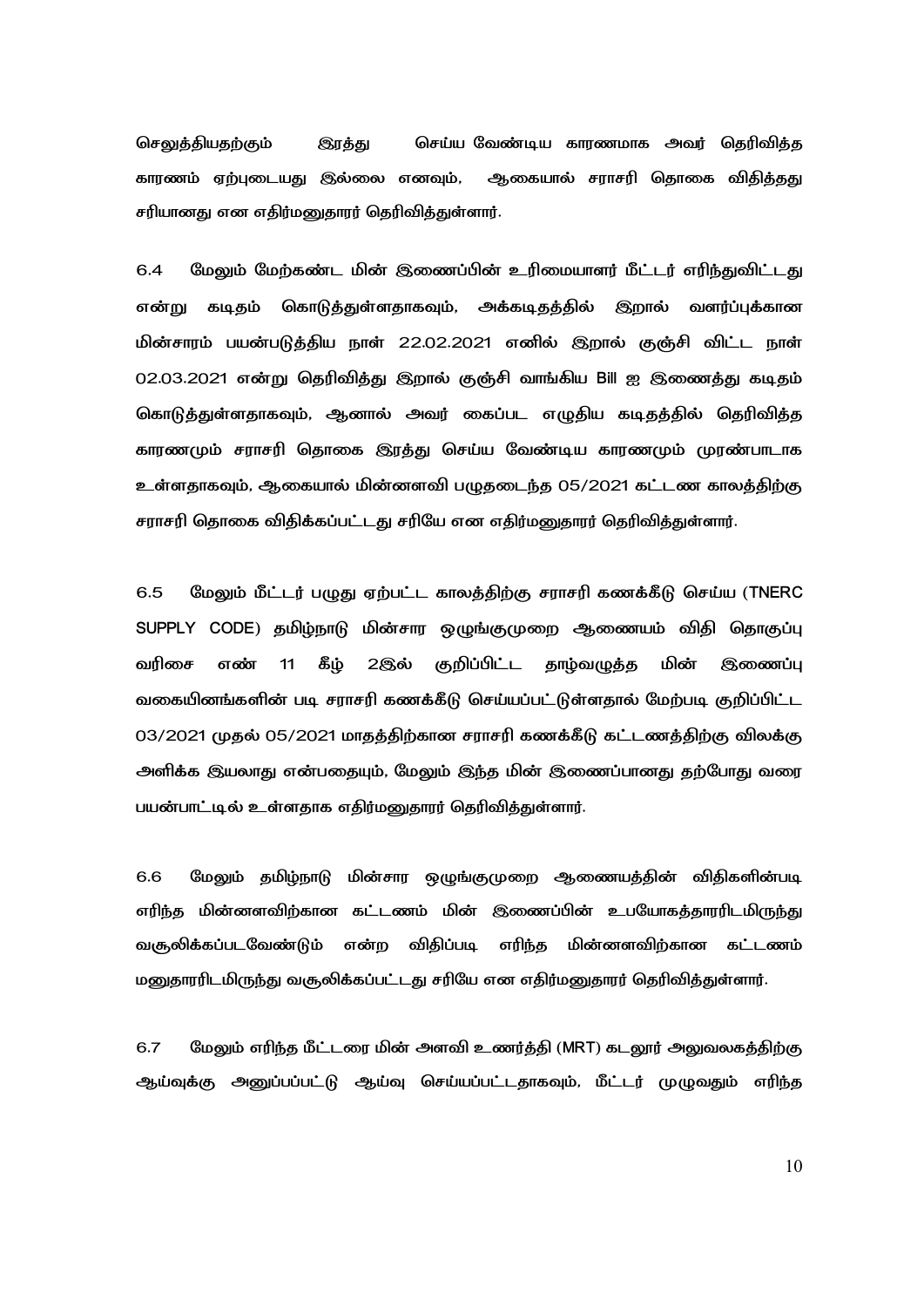செலுத்தியதற்கும் இரத்து செய்ய வேண்டிய காரணமாக அவர் தெரிவித்த காரணம் ஏற்புடையது இல்லை எனவும், ஆகையால் சராசரி தொகை விதித்தது சரியானது என எதிர்மனுதாரர் தெரிவித்துள்ளார்.

6.4 மேலும் மேற்கண்ட மின் இணைப்பின் உரிமையாளர் மீட்டர் எரிந்துவிட்டது என்று கடிதம் கொடுத்துள்ளதாகவும், அக்கடிதத்தில் இறால் வளர்ப்புக்கான மின்சாரம் பயன்படுத்திய நாள் 22.02.2021 எனில் இறால் குஞ்சி விட்ட நாள் 02.03.2021 என்று தெரிவித்து இறால் குஞ்சி வாங்கிய Bill ஐ இணைத்து கடிதம் கொடுத்துள்ளதாகவும், ஆனால் அவர் கைப்பட எழுதிய கடிதத்தில் தெரிவித்த காரணமும் சராசரி தொகை இரத்து செய்ய வேண்டிய காரணமும் முரண்பாடாக உள்ளதாகவும், ஆகையால் மின்னளவி பழுதடைந்த 05/2021 கட்டண காலத்திற்கு சராசரி தொகை விதிக்கப்பட்டது சரியே என எதிர்மனுதாரர் தெரிவித்துள்ளார்.

6.5 மேலும் மீட்டர் பழுது ஏற்பட்ட காலத்திற்கு சராசரி கணக்கீடு செய்ய (TNERC SUPPLY CODE) தமிழ்நாடு மின்சார ஒழுங்குமுறை ஆணையம் விதி தொகுப்பு வரிசை எண் 11 கீழ் 2இல் குறிப்பிட்ட தாழ்வழுத்த மின் இணைப்பு வகையினங்களின் படி சராசரி கணக்கீடு செய்யப்பட்டுள்ளதால் மேற்படி குறிப்பிட்ட 03/2021 முதல் 05/2021 மாதத்திற்கான சராசரி கணக்கீடு கட்டணத்திற்கு விலக்கு அளிக்க இயலாது என்பதையும், மேலும் இந்த மின் இணைப்பானது தற்போது வரை பயன்பாட்டில் உள்ளதாக எதிர்மனுதாரர் தெரிவித்துள்ளார்.

6.6 மேலும் தமிழ்நாடு மின்சார ஒழுங்குமுறை ஆணையத்தின் விதிகளின்படி எரிந்த மின்னளவிற்கான கட்டணம் மின் இணைப்பின் உபயோகத்தாரரிடமிருந்து வசூலிக்கப்படவேண்டும் என்ற விதிப்படி எரிந்த மின்னளவிற்கான கட்டணம் மனுதாரரிடமிருந்து வசூலிக்கப்பட்டது சரியே என எதிர்மனுதாரர் தெரிவித்துள்ளார்.

6.7 மேலும் எரிந்த மீட்டரை மின் அளவி உணர்த்தி (MRT) கடலூர் அலுவலகத்திற்கு ஆய்வுக்கு அனுப்பப்பட்டு ஆய்வு செய்யப்பட்டதாகவும், மீட்டர் முழுவதும் எரிந்த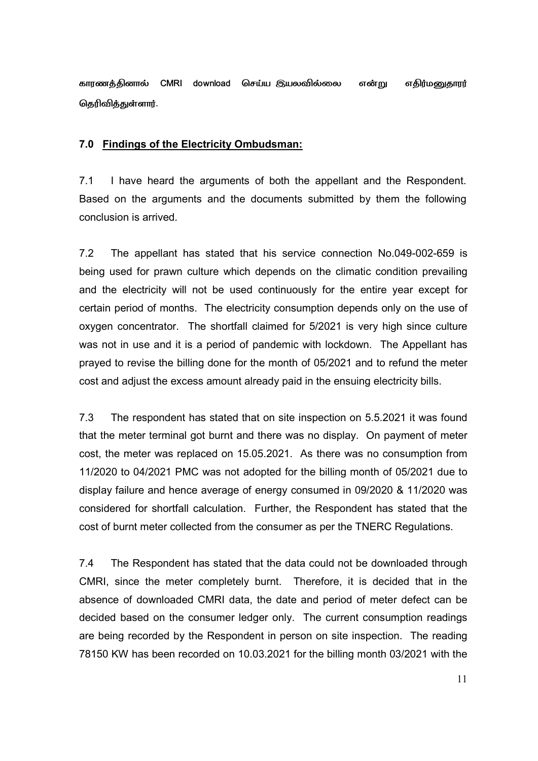காரணத்தினால் CMRI download செய்ய இயலவில்லை என்று எதிர்மனுதாரர் தெரிவித்துள்ளார்.

## 7.0 <u>Findings of the Electricity Ombudsman:</u>

7.1 I have heard the arguments of both the appellant and the Respondent. Based on the arguments and the documents submitted by them the following conclusion is arrived.

7.2 The appellant has stated that his service connection No.049-002-659 is being used for prawn culture which depends on the climatic condition prevailing and the electricity will not be used continuously for the entire year except for certain period of months. The electricity consumption depends only on the use of oxygen concentrator. The shortfall claimed for 5/2021 is very high since culture was not in use and it is a period of pandemic with lockdown. The Appellant has prayed to revise the billing done for the month of 05/2021 and to refund the meter cost and adjust the excess amount already paid in the ensuing electricity bills.

7.3 The respondent has stated that on site inspection on 5.5.2021 it was found that the meter terminal got burnt and there was no display. On payment of meter cost, the meter was replaced on 15.05.2021. As there was no consumption from 11/2020 to 04/2021 PMC was not adopted for the billing month of 05/2021 due to display failure and hence average of energy consumed in 09/2020 & 11/2020 was considered for shortfall calculation. Further, the Respondent has stated that the cost of burnt meter collected from the consumer as per the TNERC Regulations.

7.4 The Respondent has stated that the data could not be downloaded through CMRI, since the meter completely burnt. Therefore, it is decided that in the absence of downloaded CMRI data, the date and period of meter defect can be decided based on the consumer ledger only. The current consumption readings are being recorded by the Respondent in person on site inspection. The reading 78150 KW has been recorded on 10.03.2021 for the billing month 03/2021 with the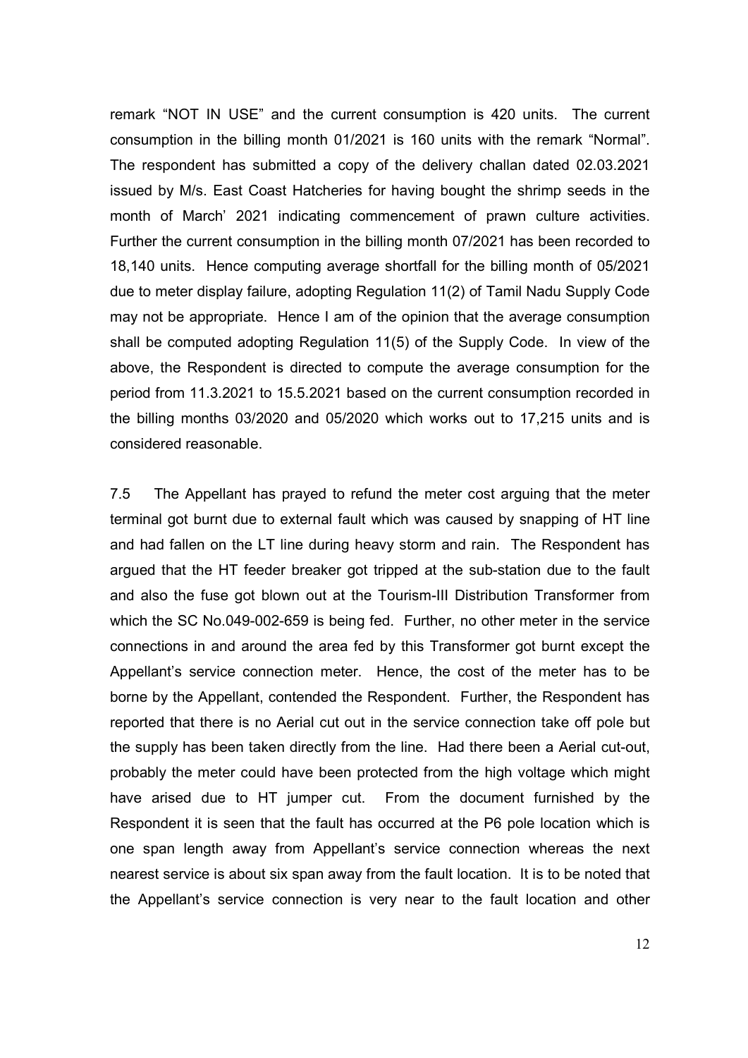remark "NOT IN USE" and the current consumption is 420 units. The current consumption in the billing month 01/2021 is 160 units with the remark "Normal". The respondent has submitted a copy of the delivery challan dated 02.03.2021 issued by M/s. East Coast Hatcheries for having bought the shrimp seeds in the month of March' 2021 indicating commencement of prawn culture activities. Further the current consumption in the billing month 07/2021 has been recorded to 18,140 units. Hence computing average shortfall for the billing month of 05/2021 due to meter display failure, adopting Regulation 11(2) of Tamil Nadu Supply Code may not be appropriate. Hence I am of the opinion that the average consumption shall be computed adopting Regulation 11(5) of the Supply Code. In view of the above, the Respondent is directed to compute the average consumption for the period from 11.3.2021 to 15.5.2021 based on the current consumption recorded in the billing months 03/2020 and 05/2020 which works out to 17,215 units and is considered reasonable.

7.5 The Appellant has prayed to refund the meter cost arguing that the meter terminal got burnt due to external fault which was caused by snapping of HT line and had fallen on the LT line during heavy storm and rain. The Respondent has argued that the HT feeder breaker got tripped at the sub-station due to the fault and also the fuse got blown out at the Tourism-III Distribution Transformer from which the SC No.049-002-659 is being fed. Further, no other meter in the service connections in and around the area fed by this Transformer got burnt except the Appellant's service connection meter. Hence, the cost of the meter has to be borne by the Appellant, contended the Respondent. Further, the Respondent has reported that there is no Aerial cut out in the service connection take off pole but the supply has been taken directly from the line. Had there been a Aerial cut-out, probably the meter could have been protected from the high voltage which might have arised due to HT jumper cut. From the document furnished by the Respondent it is seen that the fault has occurred at the P6 pole location which is one span length away from Appellant's service connection whereas the next nearest service is about six span away from the fault location. It is to be noted that the Appellant's service connection is very near to the fault location and other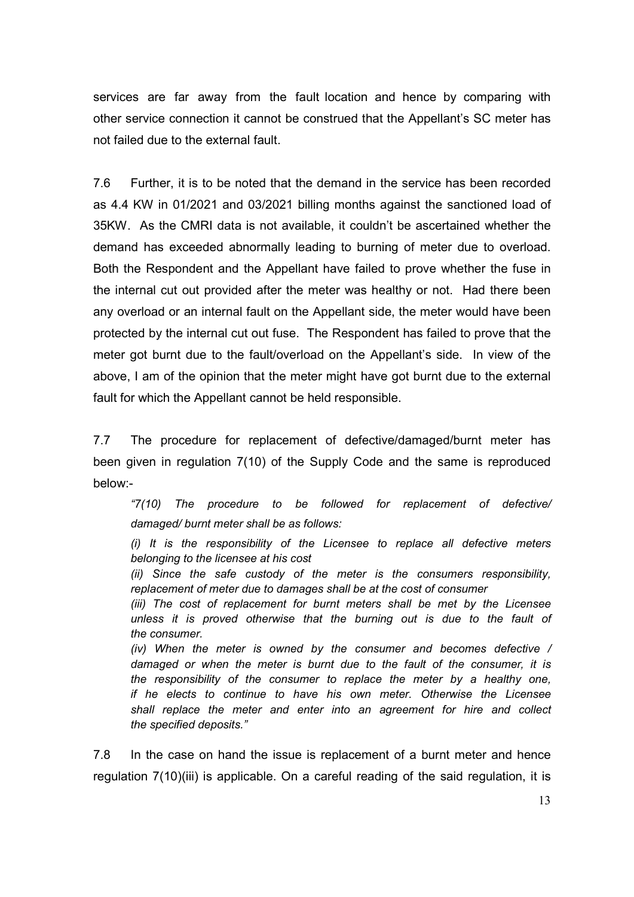services are far away from the fault location and hence by comparing with other service connection it cannot be construed that the Appellant's SC meter has not failed due to the external fault.

7.6 Further, it is to be noted that the demand in the service has been recorded as 4.4 KW in 01/2021 and 03/2021 billing months against the sanctioned load of 35KW. As the CMRI data is not available, it couldn't be ascertained whether the demand has exceeded abnormally leading to burning of meter due to overload. Both the Respondent and the Appellant have failed to prove whether the fuse in the internal cut out provided after the meter was healthy or not. Had there been any overload or an internal fault on the Appellant side, the meter would have been protected by the internal cut out fuse. The Respondent has failed to prove that the meter got burnt due to the fault/overload on the Appellant's side. In view of the above, I am of the opinion that the meter might have got burnt due to the external fault for which the Appellant cannot be held responsible.

7.7 The procedure for replacement of defective/damaged/burnt meter has been given in regulation 7(10) of the Supply Code and the same is reproduced below:-

> *"7(10) The procedure to be followed for replacement of defective/ damaged/ burnt meter shall be as follows:*
>
> *(i) It is the responsibility of the Licensee to replace all defective meters belonging to the licensee at his cost*
>
> *(ii) Since the safe custody of the meter is the consumers responsibility, replacement of meter due to damages shall be at the cost of consumer*
>
> *(iii) The cost of replacement for burnt meters shall be met by the Licensee unless it is proved otherwise that the burning out is due to the fault of the consumer.*
>
> *(iv) When the meter is owned by the consumer and becomes defective / damaged or when the meter is burnt due to the fault of the consumer, it is the responsibility of the consumer to replace the meter by a healthy one, if he elects to continue to have his own meter. Otherwise the Licensee shall replace the meter and enter into an agreement for hire and collect the specified deposits."*

7.8 In the case on hand the issue is replacement of a burnt meter and hence regulation 7(10)(iii) is applicable. On a careful reading of the said regulation, it is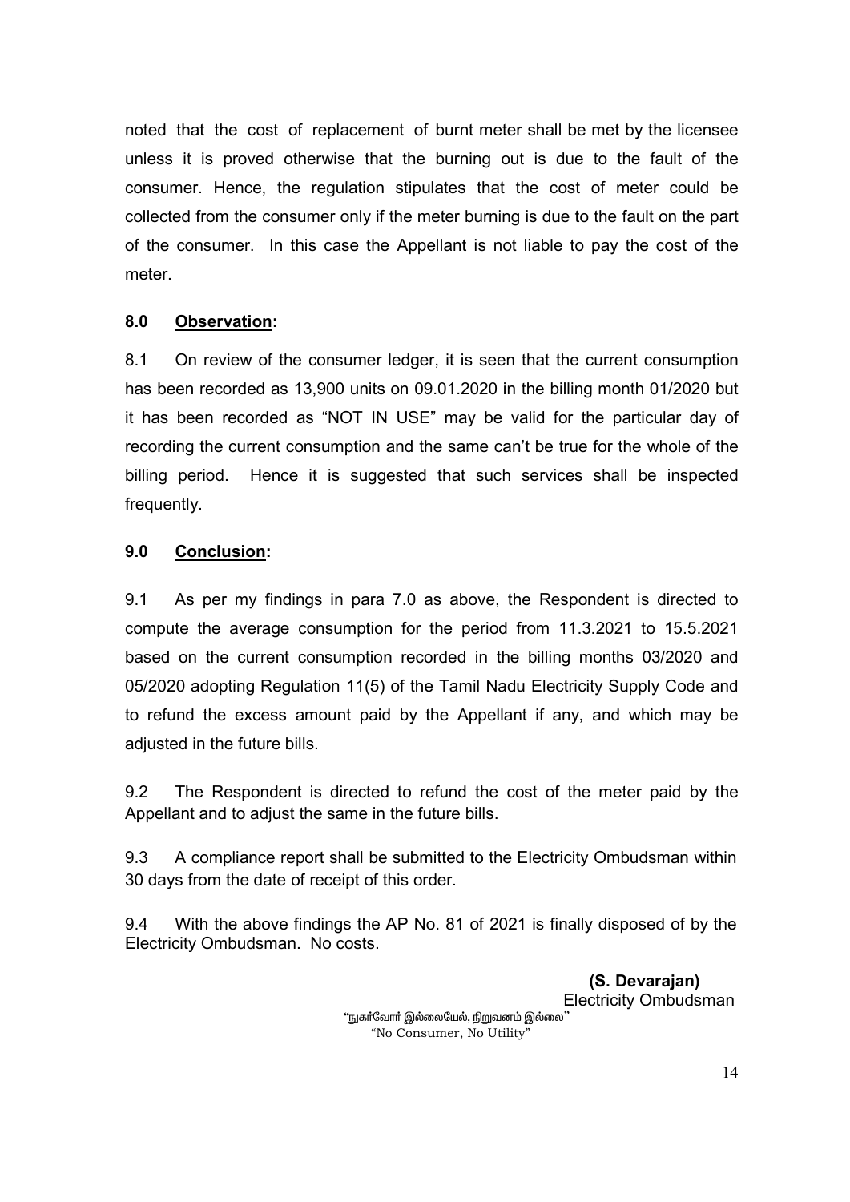noted that the cost of replacement of burnt meter shall be met by the licensee unless it is proved otherwise that the burning out is due to the fault of the consumer. Hence, the regulation stipulates that the cost of meter could be collected from the consumer only if the meter burning is due to the fault on the part of the consumer. In this case the Appellant is not liable to pay the cost of the meter.

## 8.0 **Observation:**

8.1 On review of the consumer ledger, it is seen that the current consumption has been recorded as 13,900 units on 09.01.2020 in the billing month 01/2020 but it has been recorded as "NOT IN USE" may be valid for the particular day of recording the current consumption and the same can't be true for the whole of the billing period. Hence it is suggested that such services shall be inspected frequently.

## 9.0 **Conclusion:**

9.1 As per my findings in para 7.0 as above, the Respondent is directed to compute the average consumption for the period from 11.3.2021 to 15.5.2021 based on the current consumption recorded in the billing months 03/2020 and 05/2020 adopting Regulation 11(5) of the Tamil Nadu Electricity Supply Code and to refund the excess amount paid by the Appellant if any, and which may be adjusted in the future bills.

9.2 The Respondent is directed to refund the cost of the meter paid by the Appellant and to adjust the same in the future bills.

9.3 A compliance report shall be submitted to the Electricity Ombudsman within 30 days from the date of receipt of this order.

9.4 With the above findings the AP No. 81 of 2021 is finally disposed of by the Electricity Ombudsman. No costs.

**(S. Devarajan)**
Electricity Ombudsman

"நுகர்வோர் இல்லையேல், நிறுவனம் இல்லை"
"No Consumer, No Utility"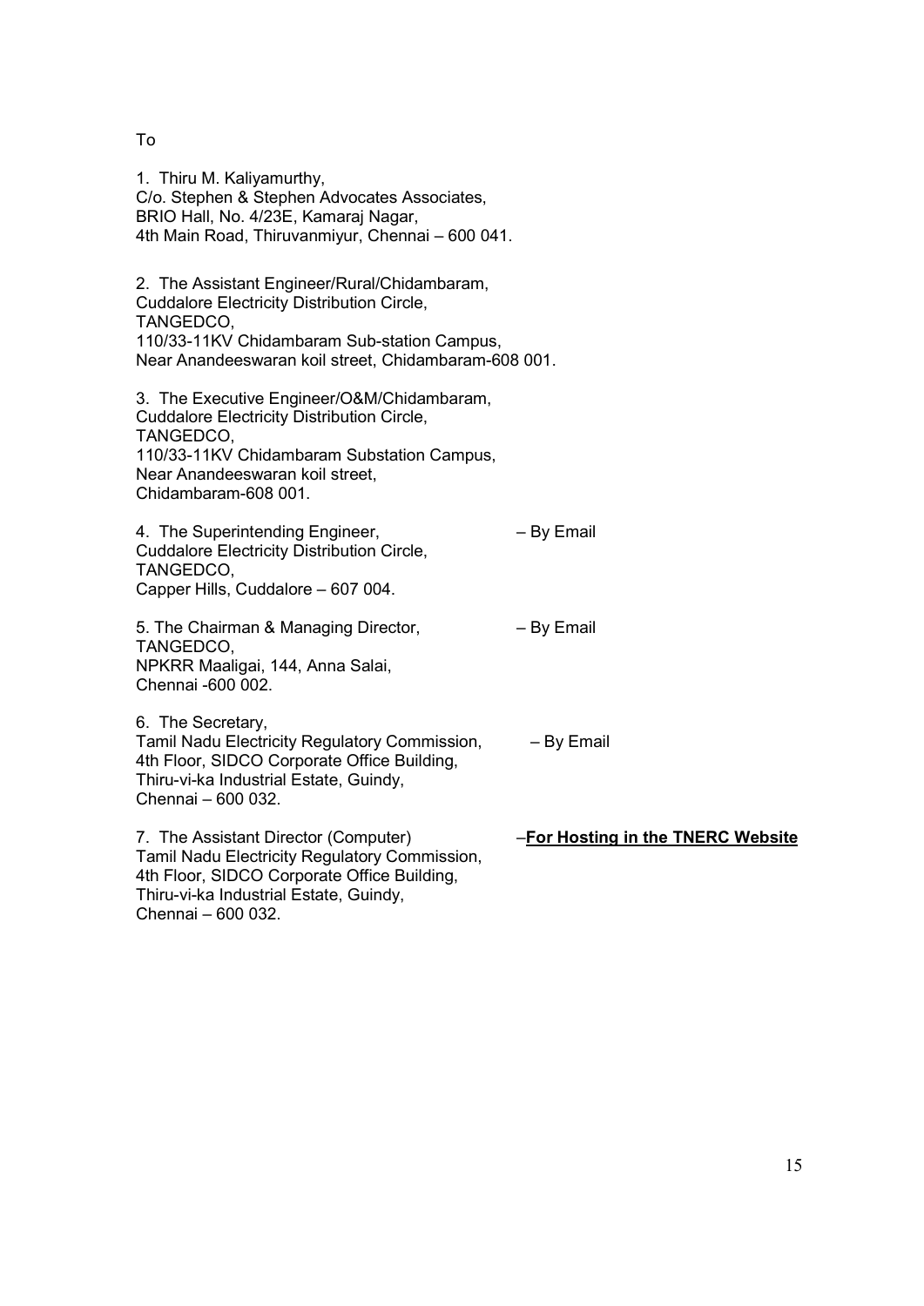To

1. Thiru M. Kaliyamurthy,
C/o. Stephen & Stephen Advocates Associates,
BRIO Hall, No. 4/23E, Kamaraj Nagar,
4th Main Road, Thiruvanmiyur, Chennai – 600 041.

2. The Assistant Engineer/Rural/Chidambaram,
Cuddalore Electricity Distribution Circle,
TANGEDCO,
110/33-11KV Chidambaram Sub-station Campus,
Near Anandeeswaran koil street, Chidambaram-608 001.

3. The Executive Engineer/O&M/Chidambaram,
Cuddalore Electricity Distribution Circle,
TANGEDCO,
110/33-11KV Chidambaram Substation Campus,
Near Anandeeswaran koil street,
Chidambaram-608 001.

4. The Superintending Engineer, – By Email
Cuddalore Electricity Distribution Circle,
TANGEDCO,
Capper Hills, Cuddalore – 607 004.

5. The Chairman & Managing Director, – By Email
TANGEDCO,
NPKRR Maaligai, 144, Anna Salai,
Chennai -600 002.

6. The Secretary,
Tamil Nadu Electricity Regulatory Commission, – By Email
4th Floor, SIDCO Corporate Office Building,
Thiru-vi-ka Industrial Estate, Guindy,
Chennai – 600 032.

7. The Assistant Director (Computer) –**For Hosting in the TNERC Website**
Tamil Nadu Electricity Regulatory Commission,
4th Floor, SIDCO Corporate Office Building,
Thiru-vi-ka Industrial Estate, Guindy,
Chennai – 600 032.